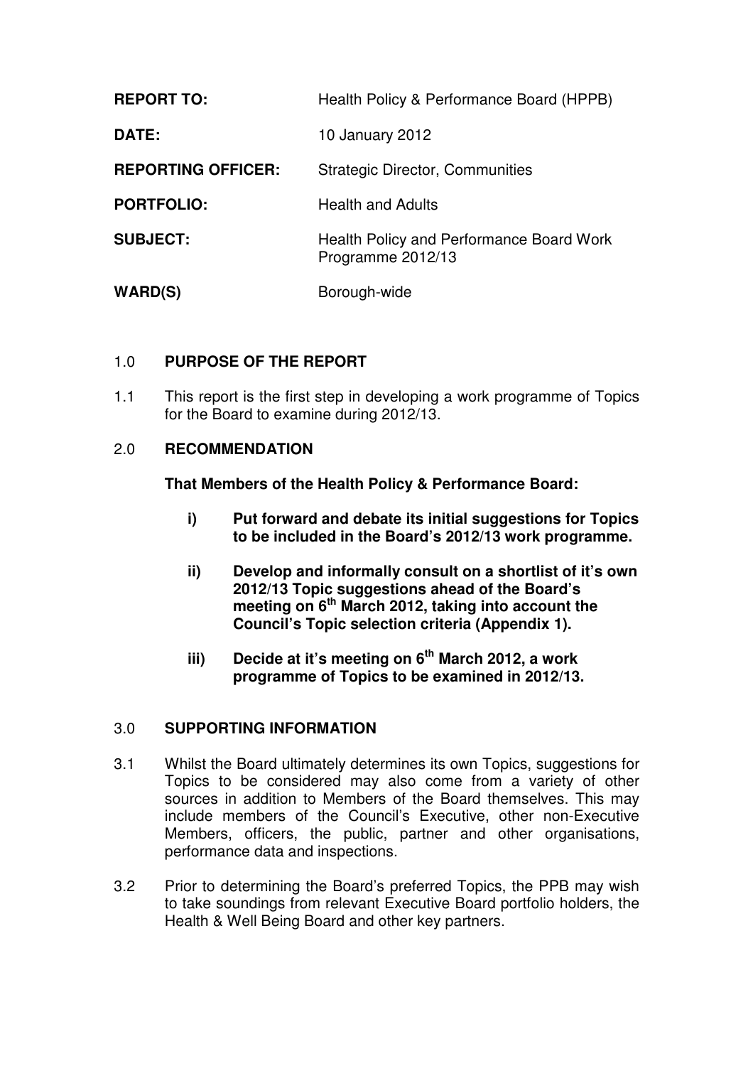| | |
|---|---|
| **REPORT TO:** | Health Policy & Performance Board (HPPB) |
| **DATE:** | 10 January 2012 |
| **REPORTING OFFICER:** | Strategic Director, Communities |
| **PORTFOLIO:** | Health and Adults |
| **SUBJECT:** | Health Policy and Performance Board Work Programme 2012/13 |
| **WARD(S)** | Borough-wide |

## 1.0 PURPOSE OF THE REPORT

1.1 This report is the first step in developing a work programme of Topics for the Board to examine during 2012/13.

## 2.0 RECOMMENDATION

**That Members of the Health Policy & Performance Board:**

**i) Put forward and debate its initial suggestions for Topics to be included in the Board's 2012/13 work programme.**

**ii) Develop and informally consult on a shortlist of it's own 2012/13 Topic suggestions ahead of the Board's meeting on 6th March 2012, taking into account the Council's Topic selection criteria (Appendix 1).**

**iii) Decide at it's meeting on 6th March 2012, a work programme of Topics to be examined in 2012/13.**

## 3.0 SUPPORTING INFORMATION

3.1 Whilst the Board ultimately determines its own Topics, suggestions for Topics to be considered may also come from a variety of other sources in addition to Members of the Board themselves. This may include members of the Council's Executive, other non-Executive Members, officers, the public, partner and other organisations, performance data and inspections.

3.2 Prior to determining the Board's preferred Topics, the PPB may wish to take soundings from relevant Executive Board portfolio holders, the Health & Well Being Board and other key partners.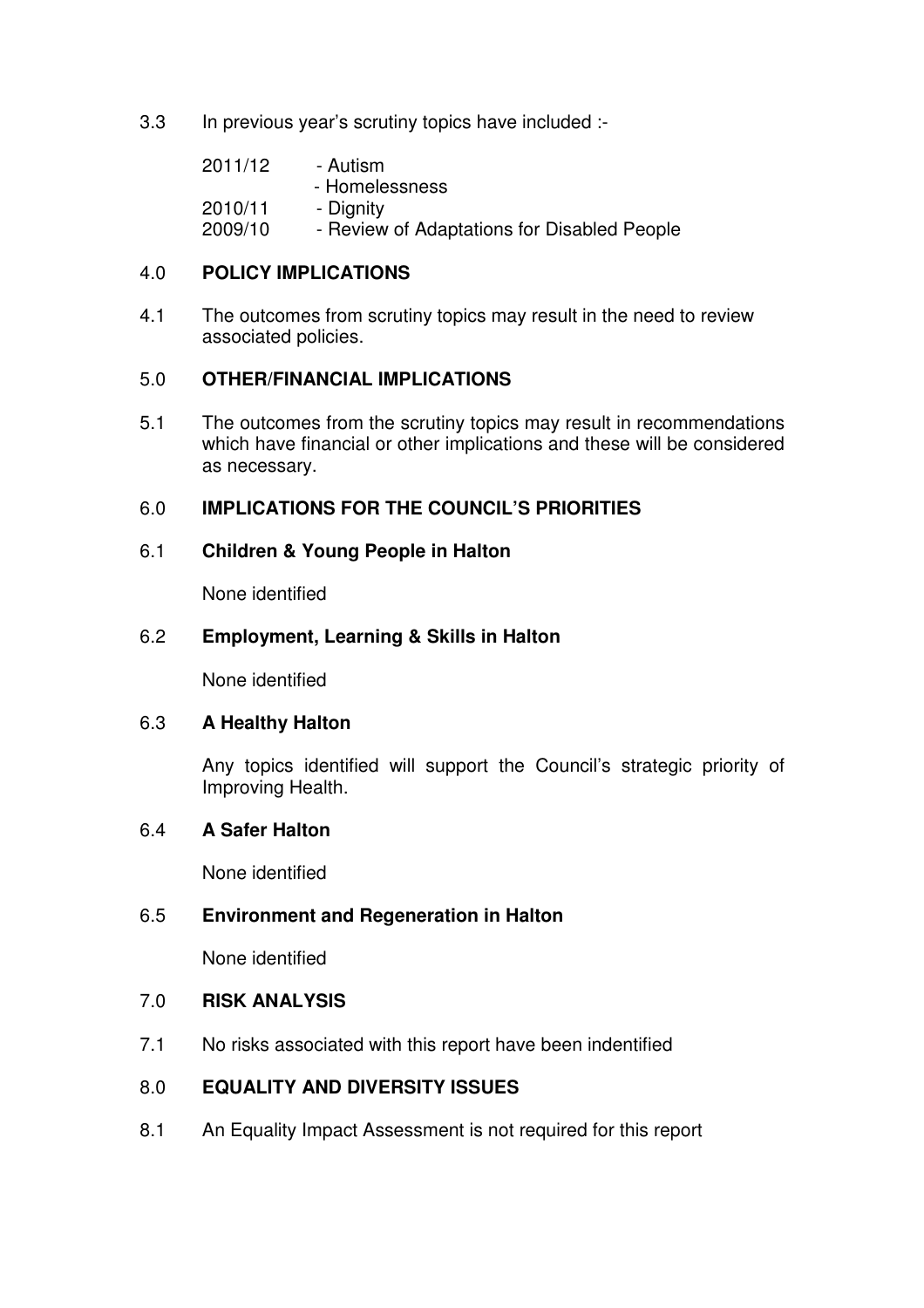3.3 In previous year's scrutiny topics have included :-

| | |
|---|---|
| 2011/12 | - Autism |
| | - Homelessness |
| 2010/11 | - Dignity |
| 2009/10 | - Review of Adaptations for Disabled People |

## 4.0 POLICY IMPLICATIONS

4.1 The outcomes from scrutiny topics may result in the need to review associated policies.

## 5.0 OTHER/FINANCIAL IMPLICATIONS

5.1 The outcomes from the scrutiny topics may result in recommendations which have financial or other implications and these will be considered as necessary.

## 6.0 IMPLICATIONS FOR THE COUNCIL'S PRIORITIES

### 6.1 Children & Young People in Halton

None identified

### 6.2 Employment, Learning & Skills in Halton

None identified

### 6.3 A Healthy Halton

Any topics identified will support the Council's strategic priority of Improving Health.

### 6.4 A Safer Halton

None identified

### 6.5 Environment and Regeneration in Halton

None identified

## 7.0 RISK ANALYSIS

7.1 No risks associated with this report have been indentified

## 8.0 EQUALITY AND DIVERSITY ISSUES

8.1 An Equality Impact Assessment is not required for this report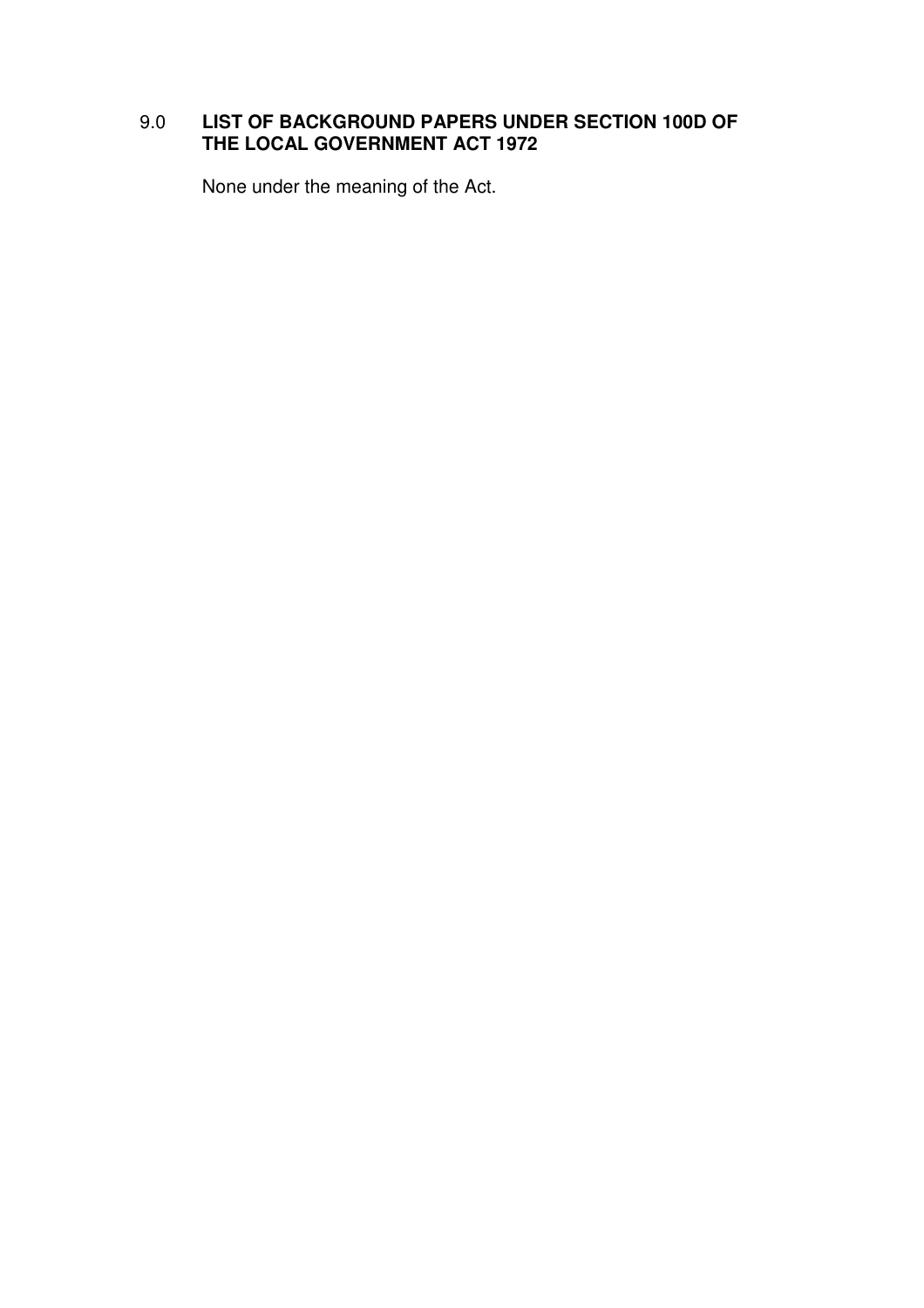## 9.0 **LIST OF BACKGROUND PAPERS UNDER SECTION 100D OF THE LOCAL GOVERNMENT ACT 1972**

None under the meaning of the Act.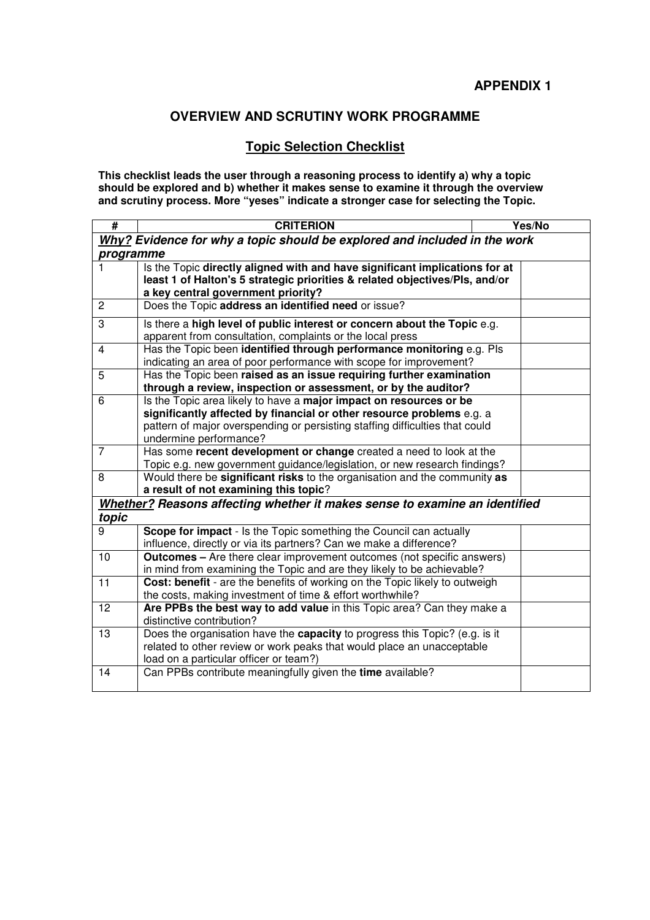**APPENDIX 1**

## OVERVIEW AND SCRUTINY WORK PROGRAMME

### Topic Selection Checklist

**This checklist leads the user through a reasoning process to identify a) why a topic should be explored and b) whether it makes sense to examine it through the overview and scrutiny process. More "yeses" indicate a stronger case for selecting the Topic.**

| # | CRITERION | Yes/No |
|---|---|---|
| ***Why?* Evidence for why a topic should be explored and included in the work programme** | | |
| 1 | Is the Topic **directly aligned with and have significant implications for at least 1 of Halton's 5 strategic priorities & related objectives/PIs, and/or a key central government priority?** | |
| 2 | Does the Topic **address an identified need** or issue? | |
| 3 | Is there a **high level of public interest or concern about the Topic** e.g. apparent from consultation, complaints or the local press | |
| 4 | Has the Topic been **identified through performance monitoring** e.g. PIs indicating an area of poor performance with scope for improvement? | |
| 5 | Has the Topic been **raised as an issue requiring further examination through a review, inspection or assessment, or by the auditor?** | |
| 6 | Is the Topic area likely to have a **major impact on resources or be significantly affected by financial or other resource problems** e.g. a pattern of major overspending or persisting staffing difficulties that could undermine performance? | |
| 7 | Has some **recent development or change** created a need to look at the Topic e.g. new government guidance/legislation, or new research findings? | |
| 8 | Would there be **significant risks** to the organisation and the community **as a result of not examining this topic**? | |
| ***Whether?* Reasons affecting whether it makes sense to examine an identified topic** | | |
| 9 | **Scope for impact** - Is the Topic something the Council can actually influence, directly or via its partners? Can we make a difference? | |
| 10 | **Outcomes –** Are there clear improvement outcomes (not specific answers) in mind from examining the Topic and are they likely to be achievable? | |
| 11 | **Cost: benefit** - are the benefits of working on the Topic likely to outweigh the costs, making investment of time & effort worthwhile? | |
| 12 | **Are PPBs the best way to add value** in this Topic area? Can they make a distinctive contribution? | |
| 13 | Does the organisation have the **capacity** to progress this Topic? (e.g. is it related to other review or work peaks that would place an unacceptable load on a particular officer or team?) | |
| 14 | Can PPBs contribute meaningfully given the **time** available? | |